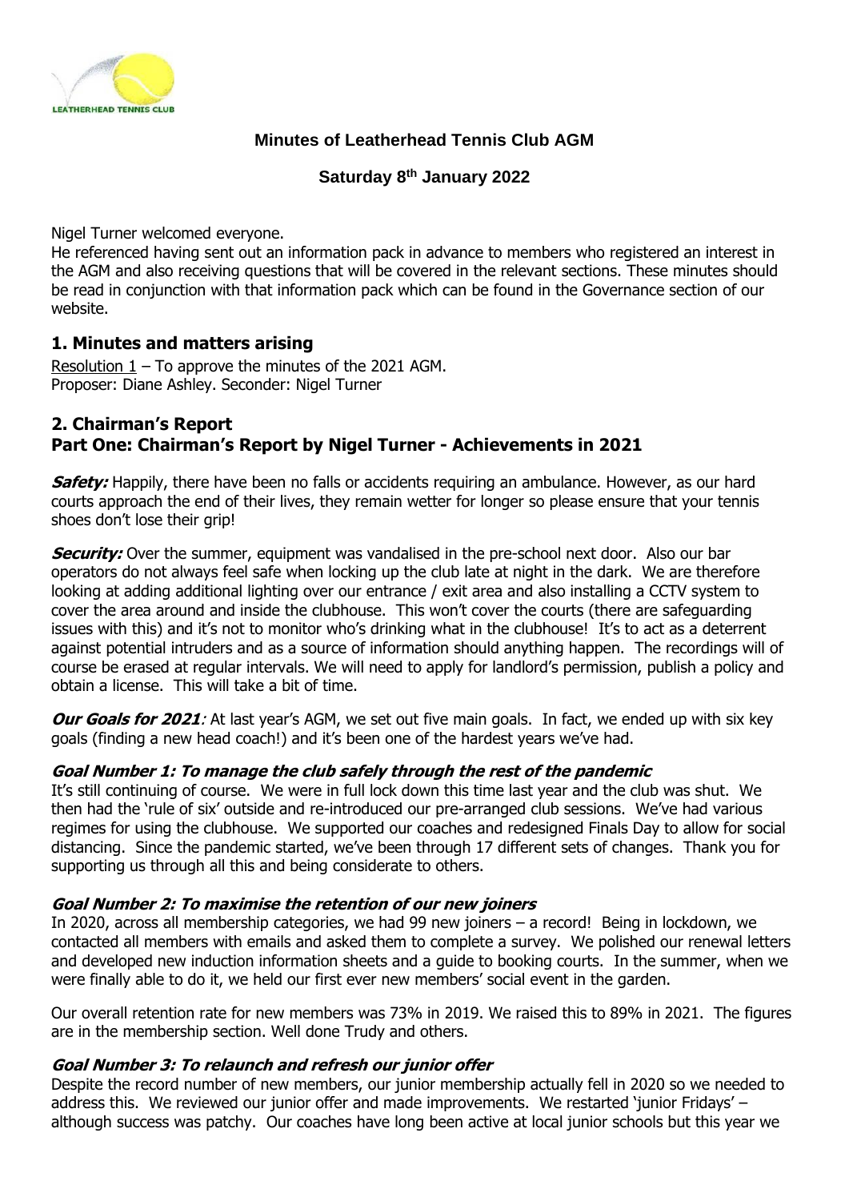# Minutes of Leatherhead Tennis Club AGM

**Saturday 8th January 2022**

Nigel Turner welcomed everyone.
He referenced having sent out an information pack in advance to members who registered an interest in the AGM and also receiving questions that will be covered in the relevant sections. These minutes should be read in conjunction with that information pack which can be found in the Governance section of our website.

## 1. Minutes and matters arising

Resolution 1 – To approve the minutes of the 2021 AGM.
Proposer: Diane Ashley. Seconder: Nigel Turner

## 2. Chairman's Report
## Part One: Chairman's Report by Nigel Turner - Achievements in 2021

***Safety:*** Happily, there have been no falls or accidents requiring an ambulance. However, as our hard courts approach the end of their lives, they remain wetter for longer so please ensure that your tennis shoes don't lose their grip!

***Security:*** Over the summer, equipment was vandalised in the pre-school next door. Also our bar operators do not always feel safe when locking up the club late at night in the dark. We are therefore looking at adding additional lighting over our entrance / exit area and also installing a CCTV system to cover the area around and inside the clubhouse. This won't cover the courts (there are safeguarding issues with this) and it's not to monitor who's drinking what in the clubhouse! It's to act as a deterrent against potential intruders and as a source of information should anything happen. The recordings will of course be erased at regular intervals. We will need to apply for landlord's permission, publish a policy and obtain a license. This will take a bit of time.

***Our Goals for 2021***: At last year's AGM, we set out five main goals. In fact, we ended up with six key goals (finding a new head coach!) and it's been one of the hardest years we've had.

### *Goal Number 1: To manage the club safely through the rest of the pandemic*

It's still continuing of course. We were in full lock down this time last year and the club was shut. We then had the 'rule of six' outside and re-introduced our pre-arranged club sessions. We've had various regimes for using the clubhouse. We supported our coaches and redesigned Finals Day to allow for social distancing. Since the pandemic started, we've been through 17 different sets of changes. Thank you for supporting us through all this and being considerate to others.

### *Goal Number 2: To maximise the retention of our new joiners*

In 2020, across all membership categories, we had 99 new joiners – a record! Being in lockdown, we contacted all members with emails and asked them to complete a survey. We polished our renewal letters and developed new induction information sheets and a guide to booking courts. In the summer, when we were finally able to do it, we held our first ever new members' social event in the garden.

Our overall retention rate for new members was 73% in 2019. We raised this to 89% in 2021. The figures are in the membership section. Well done Trudy and others.

### *Goal Number 3: To relaunch and refresh our junior offer*

Despite the record number of new members, our junior membership actually fell in 2020 so we needed to address this. We reviewed our junior offer and made improvements. We restarted 'junior Fridays' – although success was patchy. Our coaches have long been active at local junior schools but this year we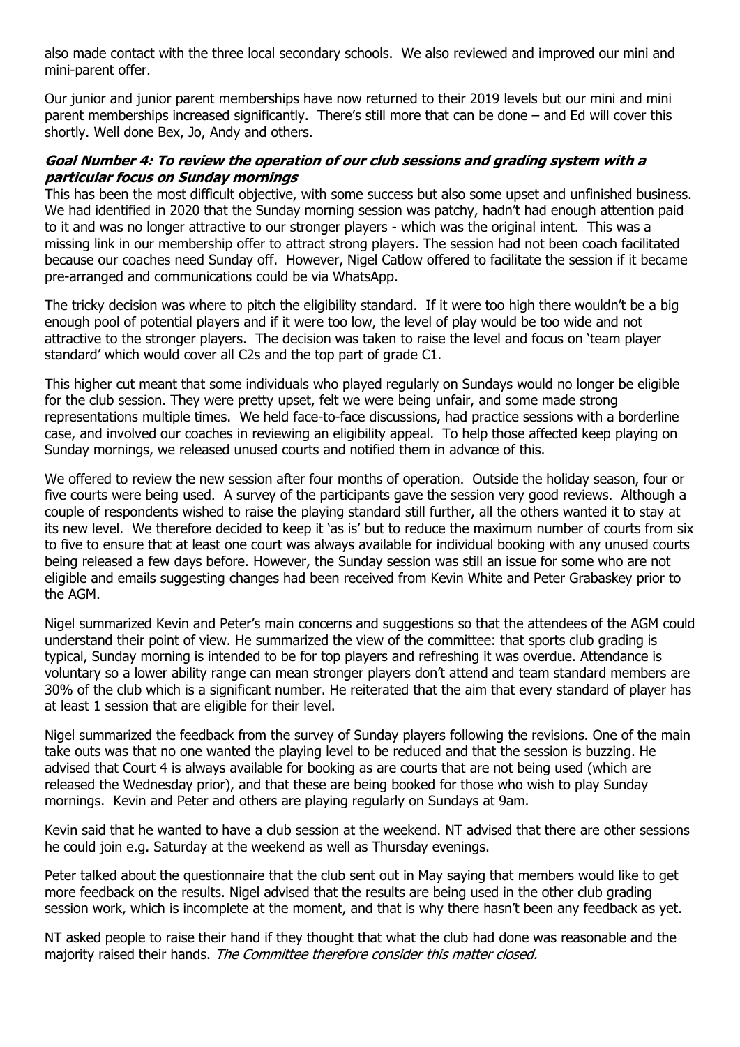also made contact with the three local secondary schools. We also reviewed and improved our mini and mini-parent offer.

Our junior and junior parent memberships have now returned to their 2019 levels but our mini and mini parent memberships increased significantly. There's still more that can be done – and Ed will cover this shortly. Well done Bex, Jo, Andy and others.

***Goal Number 4: To review the operation of our club sessions and grading system with a particular focus on Sunday mornings***

This has been the most difficult objective, with some success but also some upset and unfinished business. We had identified in 2020 that the Sunday morning session was patchy, hadn't had enough attention paid to it and was no longer attractive to our stronger players - which was the original intent. This was a missing link in our membership offer to attract strong players. The session had not been coach facilitated because our coaches need Sunday off. However, Nigel Catlow offered to facilitate the session if it became pre-arranged and communications could be via WhatsApp.

The tricky decision was where to pitch the eligibility standard. If it were too high there wouldn't be a big enough pool of potential players and if it were too low, the level of play would be too wide and not attractive to the stronger players. The decision was taken to raise the level and focus on 'team player standard' which would cover all C2s and the top part of grade C1.

This higher cut meant that some individuals who played regularly on Sundays would no longer be eligible for the club session. They were pretty upset, felt we were being unfair, and some made strong representations multiple times. We held face-to-face discussions, had practice sessions with a borderline case, and involved our coaches in reviewing an eligibility appeal. To help those affected keep playing on Sunday mornings, we released unused courts and notified them in advance of this.

We offered to review the new session after four months of operation. Outside the holiday season, four or five courts were being used. A survey of the participants gave the session very good reviews. Although a couple of respondents wished to raise the playing standard still further, all the others wanted it to stay at its new level. We therefore decided to keep it 'as is' but to reduce the maximum number of courts from six to five to ensure that at least one court was always available for individual booking with any unused courts being released a few days before. However, the Sunday session was still an issue for some who are not eligible and emails suggesting changes had been received from Kevin White and Peter Grabaskey prior to the AGM.

Nigel summarized Kevin and Peter's main concerns and suggestions so that the attendees of the AGM could understand their point of view. He summarized the view of the committee: that sports club grading is typical, Sunday morning is intended to be for top players and refreshing it was overdue. Attendance is voluntary so a lower ability range can mean stronger players don't attend and team standard members are 30% of the club which is a significant number. He reiterated that the aim that every standard of player has at least 1 session that are eligible for their level.

Nigel summarized the feedback from the survey of Sunday players following the revisions. One of the main take outs was that no one wanted the playing level to be reduced and that the session is buzzing. He advised that Court 4 is always available for booking as are courts that are not being used (which are released the Wednesday prior), and that these are being booked for those who wish to play Sunday mornings. Kevin and Peter and others are playing regularly on Sundays at 9am.

Kevin said that he wanted to have a club session at the weekend. NT advised that there are other sessions he could join e.g. Saturday at the weekend as well as Thursday evenings.

Peter talked about the questionnaire that the club sent out in May saying that members would like to get more feedback on the results. Nigel advised that the results are being used in the other club grading session work, which is incomplete at the moment, and that is why there hasn't been any feedback as yet.

NT asked people to raise their hand if they thought that what the club had done was reasonable and the majority raised their hands. *The Committee therefore consider this matter closed.*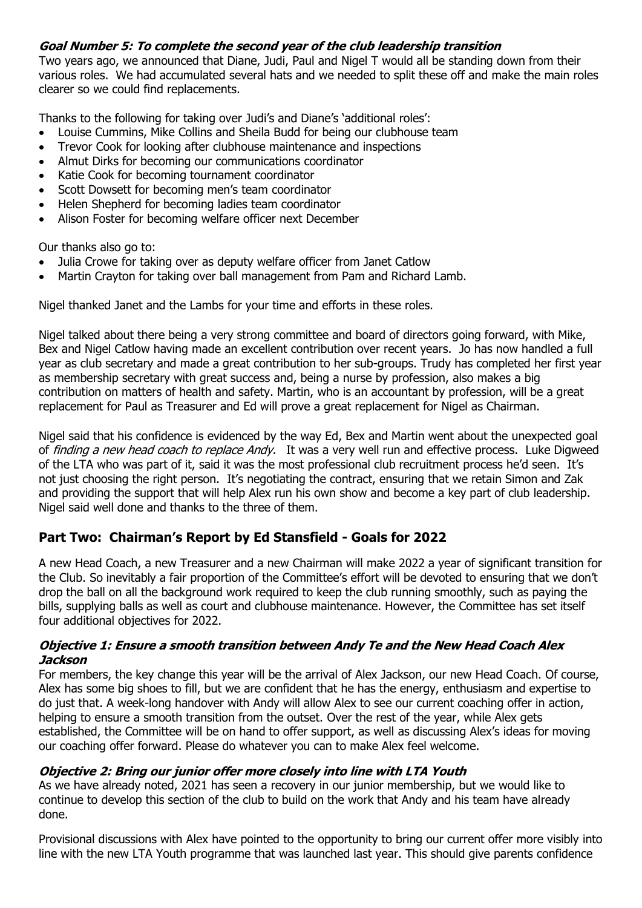### ***Goal Number 5: To complete the second year of the club leadership transition***

Two years ago, we announced that Diane, Judi, Paul and Nigel T would all be standing down from their various roles. We had accumulated several hats and we needed to split these off and make the main roles clearer so we could find replacements.

Thanks to the following for taking over Judi's and Diane's 'additional roles':

- Louise Cummins, Mike Collins and Sheila Budd for being our clubhouse team
- Trevor Cook for looking after clubhouse maintenance and inspections
- Almut Dirks for becoming our communications coordinator
- Katie Cook for becoming tournament coordinator
- Scott Dowsett for becoming men's team coordinator
- Helen Shepherd for becoming ladies team coordinator
- Alison Foster for becoming welfare officer next December

Our thanks also go to:

- Julia Crowe for taking over as deputy welfare officer from Janet Catlow
- Martin Crayton for taking over ball management from Pam and Richard Lamb.

Nigel thanked Janet and the Lambs for your time and efforts in these roles.

Nigel talked about there being a very strong committee and board of directors going forward, with Mike, Bex and Nigel Catlow having made an excellent contribution over recent years. Jo has now handled a full year as club secretary and made a great contribution to her sub-groups. Trudy has completed her first year as membership secretary with great success and, being a nurse by profession, also makes a big contribution on matters of health and safety. Martin, who is an accountant by profession, will be a great replacement for Paul as Treasurer and Ed will prove a great replacement for Nigel as Chairman.

Nigel said that his confidence is evidenced by the way Ed, Bex and Martin went about the unexpected goal of *finding a new head coach to replace Andy.* It was a very well run and effective process. Luke Digweed of the LTA who was part of it, said it was the most professional club recruitment process he'd seen. It's not just choosing the right person. It's negotiating the contract, ensuring that we retain Simon and Zak and providing the support that will help Alex run his own show and become a key part of club leadership. Nigel said well done and thanks to the three of them.

## Part Two: Chairman's Report by Ed Stansfield - Goals for 2022

A new Head Coach, a new Treasurer and a new Chairman will make 2022 a year of significant transition for the Club. So inevitably a fair proportion of the Committee's effort will be devoted to ensuring that we don't drop the ball on all the background work required to keep the club running smoothly, such as paying the bills, supplying balls as well as court and clubhouse maintenance. However, the Committee has set itself four additional objectives for 2022.

### ***Objective 1: Ensure a smooth transition between Andy Te and the New Head Coach Alex Jackson***

For members, the key change this year will be the arrival of Alex Jackson, our new Head Coach. Of course, Alex has some big shoes to fill, but we are confident that he has the energy, enthusiasm and expertise to do just that. A week-long handover with Andy will allow Alex to see our current coaching offer in action, helping to ensure a smooth transition from the outset. Over the rest of the year, while Alex gets established, the Committee will be on hand to offer support, as well as discussing Alex's ideas for moving our coaching offer forward. Please do whatever you can to make Alex feel welcome.

### ***Objective 2: Bring our junior offer more closely into line with LTA Youth***

As we have already noted, 2021 has seen a recovery in our junior membership, but we would like to continue to develop this section of the club to build on the work that Andy and his team have already done.

Provisional discussions with Alex have pointed to the opportunity to bring our current offer more visibly into line with the new LTA Youth programme that was launched last year. This should give parents confidence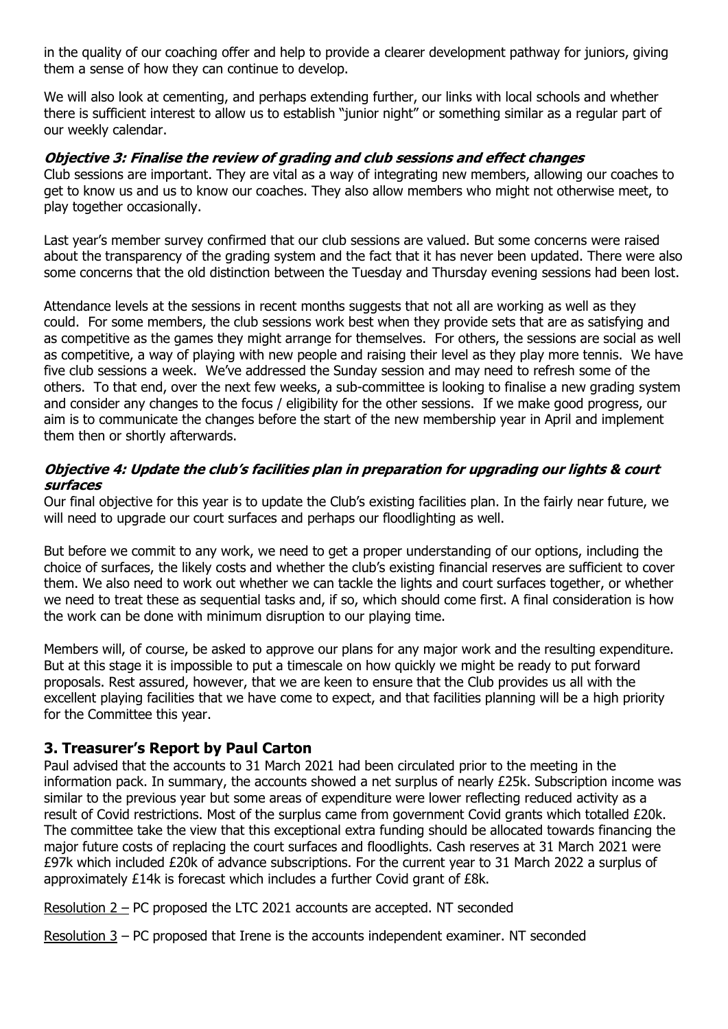in the quality of our coaching offer and help to provide a clearer development pathway for juniors, giving them a sense of how they can continue to develop.

We will also look at cementing, and perhaps extending further, our links with local schools and whether there is sufficient interest to allow us to establish "junior night" or something similar as a regular part of our weekly calendar.

***Objective 3: Finalise the review of grading and club sessions and effect changes***

Club sessions are important. They are vital as a way of integrating new members, allowing our coaches to get to know us and us to know our coaches. They also allow members who might not otherwise meet, to play together occasionally.

Last year's member survey confirmed that our club sessions are valued. But some concerns were raised about the transparency of the grading system and the fact that it has never been updated. There were also some concerns that the old distinction between the Tuesday and Thursday evening sessions had been lost.

Attendance levels at the sessions in recent months suggests that not all are working as well as they could. For some members, the club sessions work best when they provide sets that are as satisfying and as competitive as the games they might arrange for themselves. For others, the sessions are social as well as competitive, a way of playing with new people and raising their level as they play more tennis. We have five club sessions a week. We've addressed the Sunday session and may need to refresh some of the others. To that end, over the next few weeks, a sub-committee is looking to finalise a new grading system and consider any changes to the focus / eligibility for the other sessions. If we make good progress, our aim is to communicate the changes before the start of the new membership year in April and implement them then or shortly afterwards.

***Objective 4: Update the club's facilities plan in preparation for upgrading our lights & court surfaces***

Our final objective for this year is to update the Club's existing facilities plan. In the fairly near future, we will need to upgrade our court surfaces and perhaps our floodlighting as well.

But before we commit to any work, we need to get a proper understanding of our options, including the choice of surfaces, the likely costs and whether the club's existing financial reserves are sufficient to cover them. We also need to work out whether we can tackle the lights and court surfaces together, or whether we need to treat these as sequential tasks and, if so, which should come first. A final consideration is how the work can be done with minimum disruption to our playing time.

Members will, of course, be asked to approve our plans for any major work and the resulting expenditure. But at this stage it is impossible to put a timescale on how quickly we might be ready to put forward proposals. Rest assured, however, that we are keen to ensure that the Club provides us all with the excellent playing facilities that we have come to expect, and that facilities planning will be a high priority for the Committee this year.

## 3. Treasurer's Report by Paul Carton

Paul advised that the accounts to 31 March 2021 had been circulated prior to the meeting in the information pack. In summary, the accounts showed a net surplus of nearly £25k. Subscription income was similar to the previous year but some areas of expenditure were lower reflecting reduced activity as a result of Covid restrictions. Most of the surplus came from government Covid grants which totalled £20k. The committee take the view that this exceptional extra funding should be allocated towards financing the major future costs of replacing the court surfaces and floodlights. Cash reserves at 31 March 2021 were £97k which included £20k of advance subscriptions. For the current year to 31 March 2022 a surplus of approximately £14k is forecast which includes a further Covid grant of £8k.

Resolution 2 – PC proposed the LTC 2021 accounts are accepted. NT seconded

Resolution 3 – PC proposed that Irene is the accounts independent examiner. NT seconded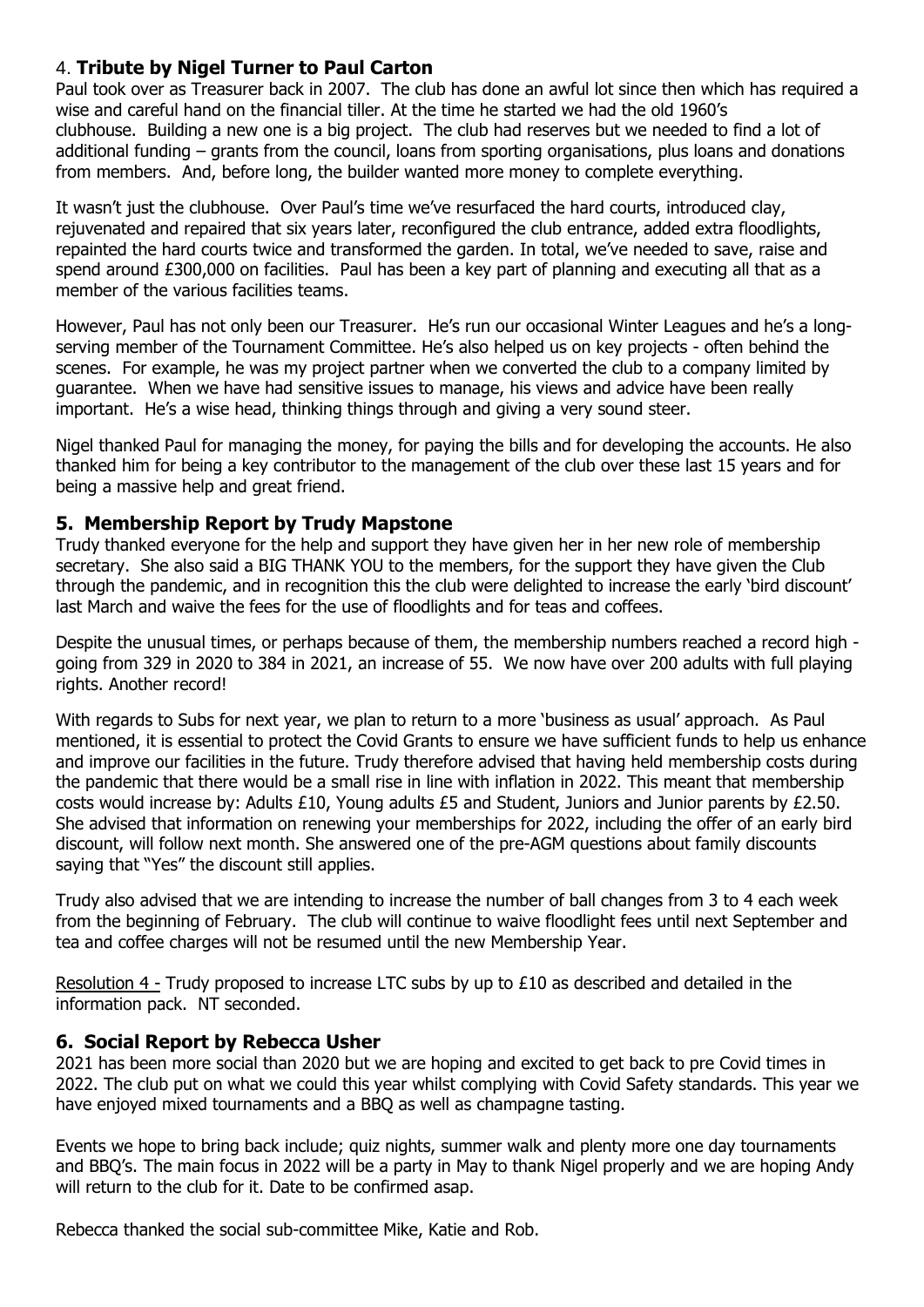## 4. **Tribute by Nigel Turner to Paul Carton**

Paul took over as Treasurer back in 2007. The club has done an awful lot since then which has required a wise and careful hand on the financial tiller. At the time he started we had the old 1960's clubhouse. Building a new one is a big project. The club had reserves but we needed to find a lot of additional funding – grants from the council, loans from sporting organisations, plus loans and donations from members. And, before long, the builder wanted more money to complete everything.

It wasn't just the clubhouse. Over Paul's time we've resurfaced the hard courts, introduced clay, rejuvenated and repaired that six years later, reconfigured the club entrance, added extra floodlights, repainted the hard courts twice and transformed the garden. In total, we've needed to save, raise and spend around £300,000 on facilities. Paul has been a key part of planning and executing all that as a member of the various facilities teams.

However, Paul has not only been our Treasurer. He's run our occasional Winter Leagues and he's a long-serving member of the Tournament Committee. He's also helped us on key projects - often behind the scenes. For example, he was my project partner when we converted the club to a company limited by guarantee. When we have had sensitive issues to manage, his views and advice have been really important. He's a wise head, thinking things through and giving a very sound steer.

Nigel thanked Paul for managing the money, for paying the bills and for developing the accounts. He also thanked him for being a key contributor to the management of the club over these last 15 years and for being a massive help and great friend.

## 5. Membership Report by Trudy Mapstone

Trudy thanked everyone for the help and support they have given her in her new role of membership secretary. She also said a BIG THANK YOU to the members, for the support they have given the Club through the pandemic, and in recognition this the club were delighted to increase the early 'bird discount' last March and waive the fees for the use of floodlights and for teas and coffees.

Despite the unusual times, or perhaps because of them, the membership numbers reached a record high - going from 329 in 2020 to 384 in 2021, an increase of 55. We now have over 200 adults with full playing rights. Another record!

With regards to Subs for next year, we plan to return to a more 'business as usual' approach. As Paul mentioned, it is essential to protect the Covid Grants to ensure we have sufficient funds to help us enhance and improve our facilities in the future. Trudy therefore advised that having held membership costs during the pandemic that there would be a small rise in line with inflation in 2022. This meant that membership costs would increase by: Adults £10, Young adults £5 and Student, Juniors and Junior parents by £2.50. She advised that information on renewing your memberships for 2022, including the offer of an early bird discount, will follow next month. She answered one of the pre-AGM questions about family discounts saying that "Yes" the discount still applies.

Trudy also advised that we are intending to increase the number of ball changes from 3 to 4 each week from the beginning of February. The club will continue to waive floodlight fees until next September and tea and coffee charges will not be resumed until the new Membership Year.

Resolution 4 - Trudy proposed to increase LTC subs by up to £10 as described and detailed in the information pack. NT seconded.

## 6. Social Report by Rebecca Usher

2021 has been more social than 2020 but we are hoping and excited to get back to pre Covid times in 2022. The club put on what we could this year whilst complying with Covid Safety standards. This year we have enjoyed mixed tournaments and a BBQ as well as champagne tasting.

Events we hope to bring back include; quiz nights, summer walk and plenty more one day tournaments and BBQ's. The main focus in 2022 will be a party in May to thank Nigel properly and we are hoping Andy will return to the club for it. Date to be confirmed asap.

Rebecca thanked the social sub-committee Mike, Katie and Rob.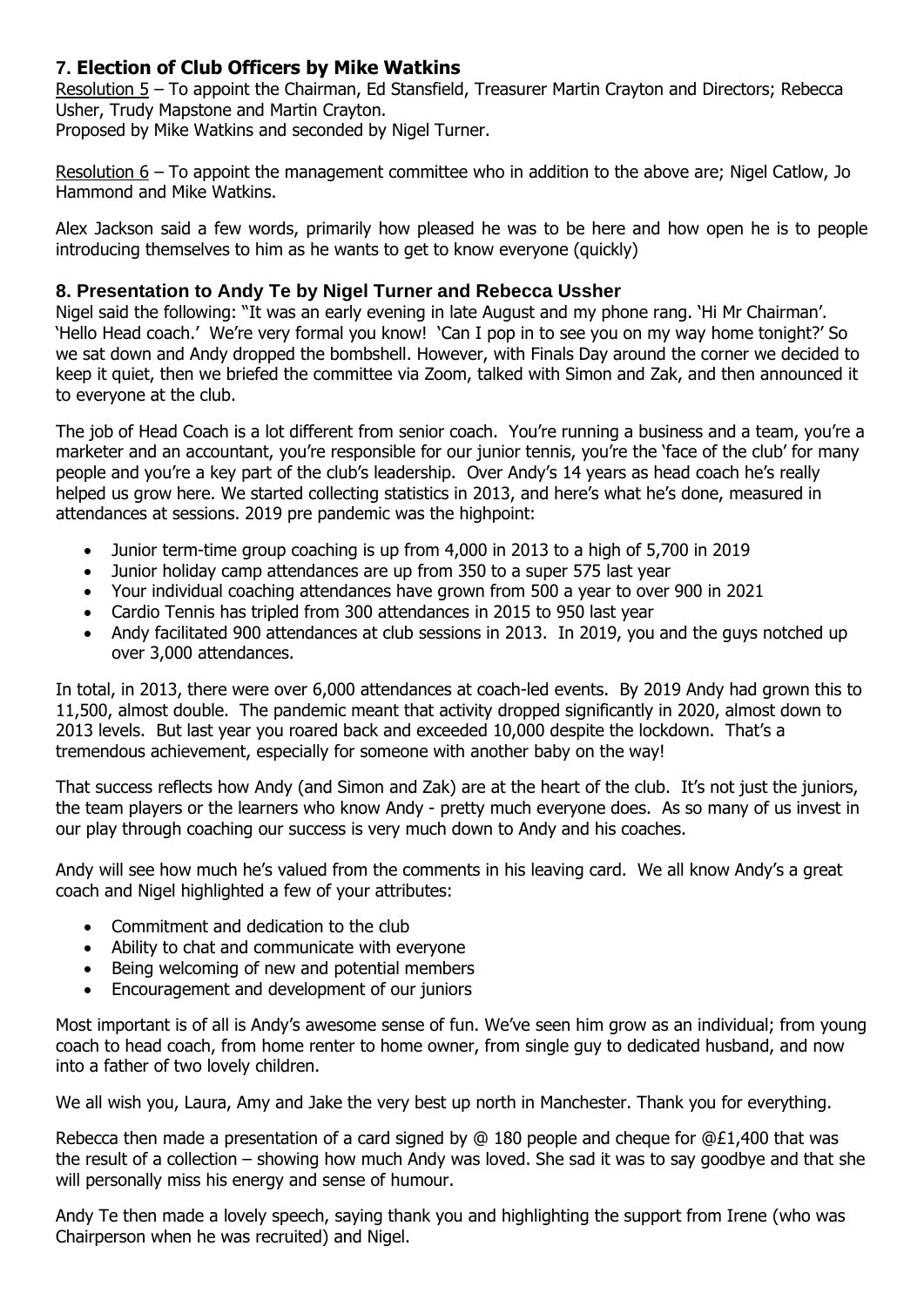## 7. Election of Club Officers by Mike Watkins

Resolution 5 – To appoint the Chairman, Ed Stansfield, Treasurer Martin Crayton and Directors; Rebecca Usher, Trudy Mapstone and Martin Crayton.
Proposed by Mike Watkins and seconded by Nigel Turner.

Resolution 6 – To appoint the management committee who in addition to the above are; Nigel Catlow, Jo Hammond and Mike Watkins.

Alex Jackson said a few words, primarily how pleased he was to be here and how open he is to people introducing themselves to him as he wants to get to know everyone (quickly)

## 8. Presentation to Andy Te by Nigel Turner and Rebecca Ussher

Nigel said the following: "It was an early evening in late August and my phone rang. 'Hi Mr Chairman'. 'Hello Head coach.' We're very formal you know! 'Can I pop in to see you on my way home tonight?' So we sat down and Andy dropped the bombshell. However, with Finals Day around the corner we decided to keep it quiet, then we briefed the committee via Zoom, talked with Simon and Zak, and then announced it to everyone at the club.

The job of Head Coach is a lot different from senior coach. You're running a business and a team, you're a marketer and an accountant, you're responsible for our junior tennis, you're the 'face of the club' for many people and you're a key part of the club's leadership. Over Andy's 14 years as head coach he's really helped us grow here. We started collecting statistics in 2013, and here's what he's done, measured in attendances at sessions. 2019 pre pandemic was the highpoint:

- Junior term-time group coaching is up from 4,000 in 2013 to a high of 5,700 in 2019
- Junior holiday camp attendances are up from 350 to a super 575 last year
- Your individual coaching attendances have grown from 500 a year to over 900 in 2021
- Cardio Tennis has tripled from 300 attendances in 2015 to 950 last year
- Andy facilitated 900 attendances at club sessions in 2013. In 2019, you and the guys notched up over 3,000 attendances.

In total, in 2013, there were over 6,000 attendances at coach-led events. By 2019 Andy had grown this to 11,500, almost double. The pandemic meant that activity dropped significantly in 2020, almost down to 2013 levels. But last year you roared back and exceeded 10,000 despite the lockdown. That's a tremendous achievement, especially for someone with another baby on the way!

That success reflects how Andy (and Simon and Zak) are at the heart of the club. It's not just the juniors, the team players or the learners who know Andy - pretty much everyone does. As so many of us invest in our play through coaching our success is very much down to Andy and his coaches.

Andy will see how much he's valued from the comments in his leaving card. We all know Andy's a great coach and Nigel highlighted a few of your attributes:

- Commitment and dedication to the club
- Ability to chat and communicate with everyone
- Being welcoming of new and potential members
- Encouragement and development of our juniors

Most important is of all is Andy's awesome sense of fun. We've seen him grow as an individual; from young coach to head coach, from home renter to home owner, from single guy to dedicated husband, and now into a father of two lovely children.

We all wish you, Laura, Amy and Jake the very best up north in Manchester. Thank you for everything.

Rebecca then made a presentation of a card signed by @ 180 people and cheque for @£1,400 that was the result of a collection – showing how much Andy was loved. She sad it was to say goodbye and that she will personally miss his energy and sense of humour.

Andy Te then made a lovely speech, saying thank you and highlighting the support from Irene (who was Chairperson when he was recruited) and Nigel.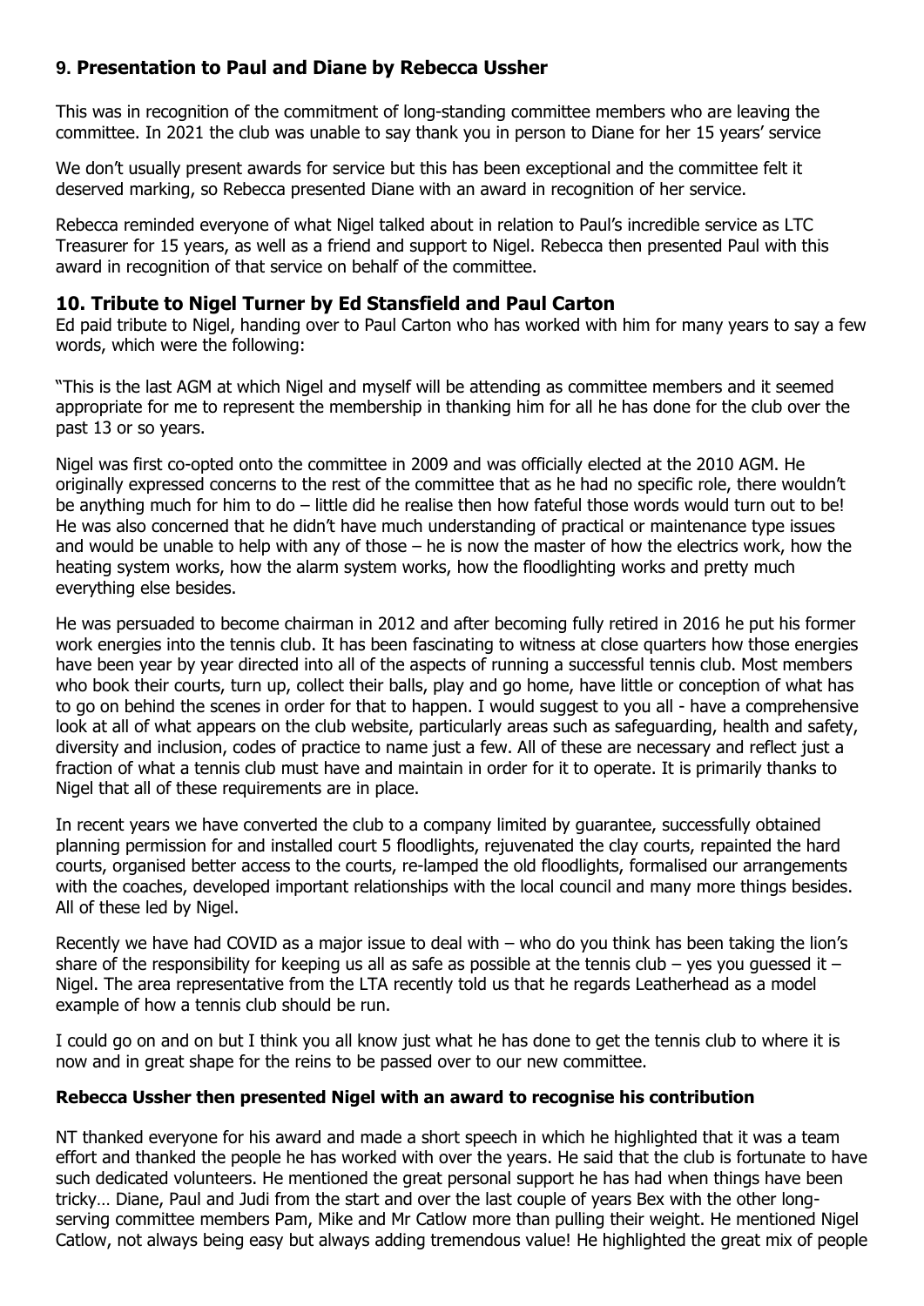## 9. Presentation to Paul and Diane by Rebecca Ussher

This was in recognition of the commitment of long-standing committee members who are leaving the committee. In 2021 the club was unable to say thank you in person to Diane for her 15 years' service

We don't usually present awards for service but this has been exceptional and the committee felt it deserved marking, so Rebecca presented Diane with an award in recognition of her service.

Rebecca reminded everyone of what Nigel talked about in relation to Paul's incredible service as LTC Treasurer for 15 years, as well as a friend and support to Nigel. Rebecca then presented Paul with this award in recognition of that service on behalf of the committee.

## 10. Tribute to Nigel Turner by Ed Stansfield and Paul Carton

Ed paid tribute to Nigel, handing over to Paul Carton who has worked with him for many years to say a few words, which were the following:

"This is the last AGM at which Nigel and myself will be attending as committee members and it seemed appropriate for me to represent the membership in thanking him for all he has done for the club over the past 13 or so years.

Nigel was first co-opted onto the committee in 2009 and was officially elected at the 2010 AGM. He originally expressed concerns to the rest of the committee that as he had no specific role, there wouldn't be anything much for him to do – little did he realise then how fateful those words would turn out to be! He was also concerned that he didn't have much understanding of practical or maintenance type issues and would be unable to help with any of those – he is now the master of how the electrics work, how the heating system works, how the alarm system works, how the floodlighting works and pretty much everything else besides.

He was persuaded to become chairman in 2012 and after becoming fully retired in 2016 he put his former work energies into the tennis club. It has been fascinating to witness at close quarters how those energies have been year by year directed into all of the aspects of running a successful tennis club. Most members who book their courts, turn up, collect their balls, play and go home, have little or conception of what has to go on behind the scenes in order for that to happen. I would suggest to you all - have a comprehensive look at all of what appears on the club website, particularly areas such as safeguarding, health and safety, diversity and inclusion, codes of practice to name just a few. All of these are necessary and reflect just a fraction of what a tennis club must have and maintain in order for it to operate. It is primarily thanks to Nigel that all of these requirements are in place.

In recent years we have converted the club to a company limited by guarantee, successfully obtained planning permission for and installed court 5 floodlights, rejuvenated the clay courts, repainted the hard courts, organised better access to the courts, re-lamped the old floodlights, formalised our arrangements with the coaches, developed important relationships with the local council and many more things besides. All of these led by Nigel.

Recently we have had COVID as a major issue to deal with – who do you think has been taking the lion's share of the responsibility for keeping us all as safe as possible at the tennis club – yes you guessed it – Nigel. The area representative from the LTA recently told us that he regards Leatherhead as a model example of how a tennis club should be run.

I could go on and on but I think you all know just what he has done to get the tennis club to where it is now and in great shape for the reins to be passed over to our new committee.

**Rebecca Ussher then presented Nigel with an award to recognise his contribution**

NT thanked everyone for his award and made a short speech in which he highlighted that it was a team effort and thanked the people he has worked with over the years. He said that the club is fortunate to have such dedicated volunteers. He mentioned the great personal support he has had when things have been tricky… Diane, Paul and Judi from the start and over the last couple of years Bex with the other long-serving committee members Pam, Mike and Mr Catlow more than pulling their weight. He mentioned Nigel Catlow, not always being easy but always adding tremendous value! He highlighted the great mix of people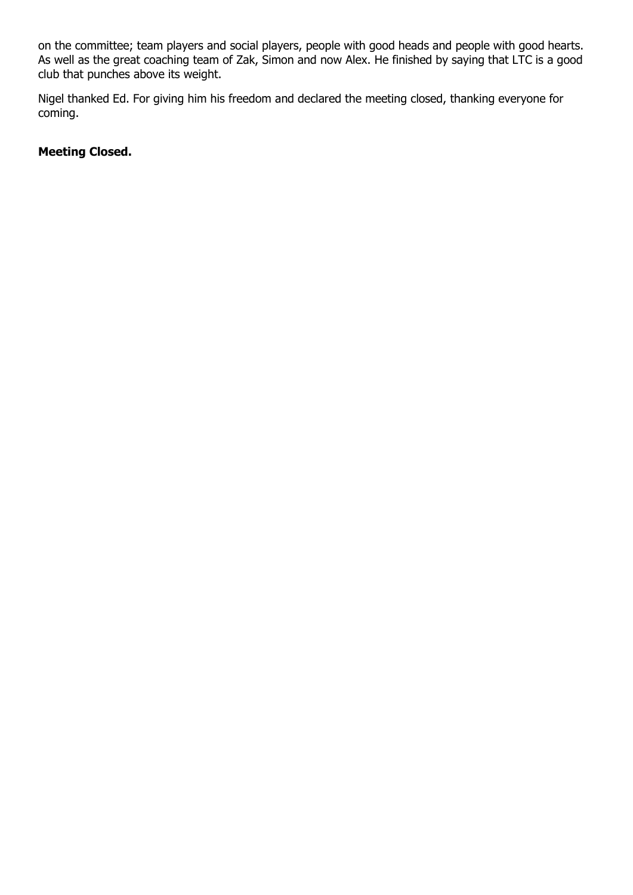on the committee; team players and social players, people with good heads and people with good hearts. As well as the great coaching team of Zak, Simon and now Alex. He finished by saying that LTC is a good club that punches above its weight.

Nigel thanked Ed. For giving him his freedom and declared the meeting closed, thanking everyone for coming.

**Meeting Closed.**